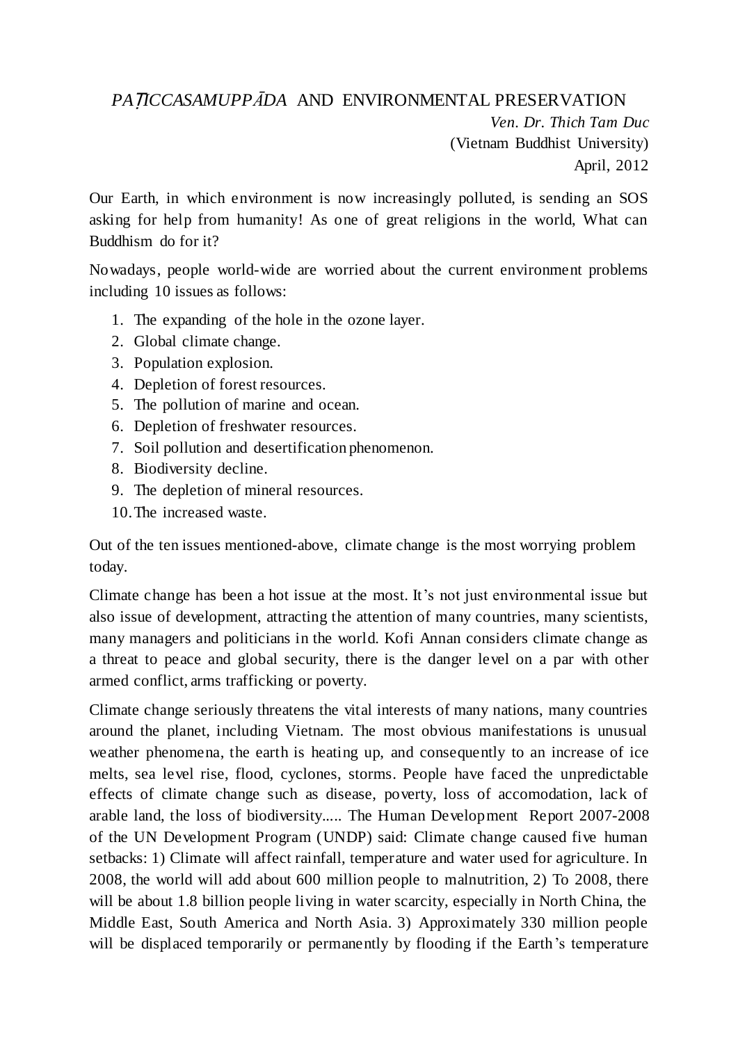# *PAṬICCASAMUPPĀDA* AND ENVIRONMENTAL PRESERVATION

*Ven. Dr. Thich Tam Duc*
(Vietnam Buddhist University)
April, 2012

Our Earth, in which environment is now increasingly polluted, is sending an SOS asking for help from humanity! As one of great religions in the world, What can Buddhism do for it?

Nowadays, people world-wide are worried about the current environment problems including 10 issues as follows:

1. The expanding of the hole in the ozone layer.
2. Global climate change.
3. Population explosion.
4. Depletion of forest resources.
5. The pollution of marine and ocean.
6. Depletion of freshwater resources.
7. Soil pollution and desertification phenomenon.
8. Biodiversity decline.
9. The depletion of mineral resources.
10. The increased waste.

Out of the ten issues mentioned-above, climate change is the most worrying problem today.

Climate change has been a hot issue at the most. It's not just environmental issue but also issue of development, attracting the attention of many countries, many scientists, many managers and politicians in the world. Kofi Annan considers climate change as a threat to peace and global security, there is the danger level on a par with other armed conflict, arms trafficking or poverty.

Climate change seriously threatens the vital interests of many nations, many countries around the planet, including Vietnam. The most obvious manifestations is unusual weather phenomena, the earth is heating up, and consequently to an increase of ice melts, sea level rise, flood, cyclones, storms. People have faced the unpredictable effects of climate change such as disease, poverty, loss of accomodation, lack of arable land, the loss of biodiversity..... The Human Development Report 2007-2008 of the UN Development Program (UNDP) said: Climate change caused five human setbacks: 1) Climate will affect rainfall, temperature and water used for agriculture. In 2008, the world will add about 600 million people to malnutrition, 2) To 2008, there will be about 1.8 billion people living in water scarcity, especially in North China, the Middle East, South America and North Asia. 3) Approximately 330 million people will be displaced temporarily or permanently by flooding if the Earth's temperature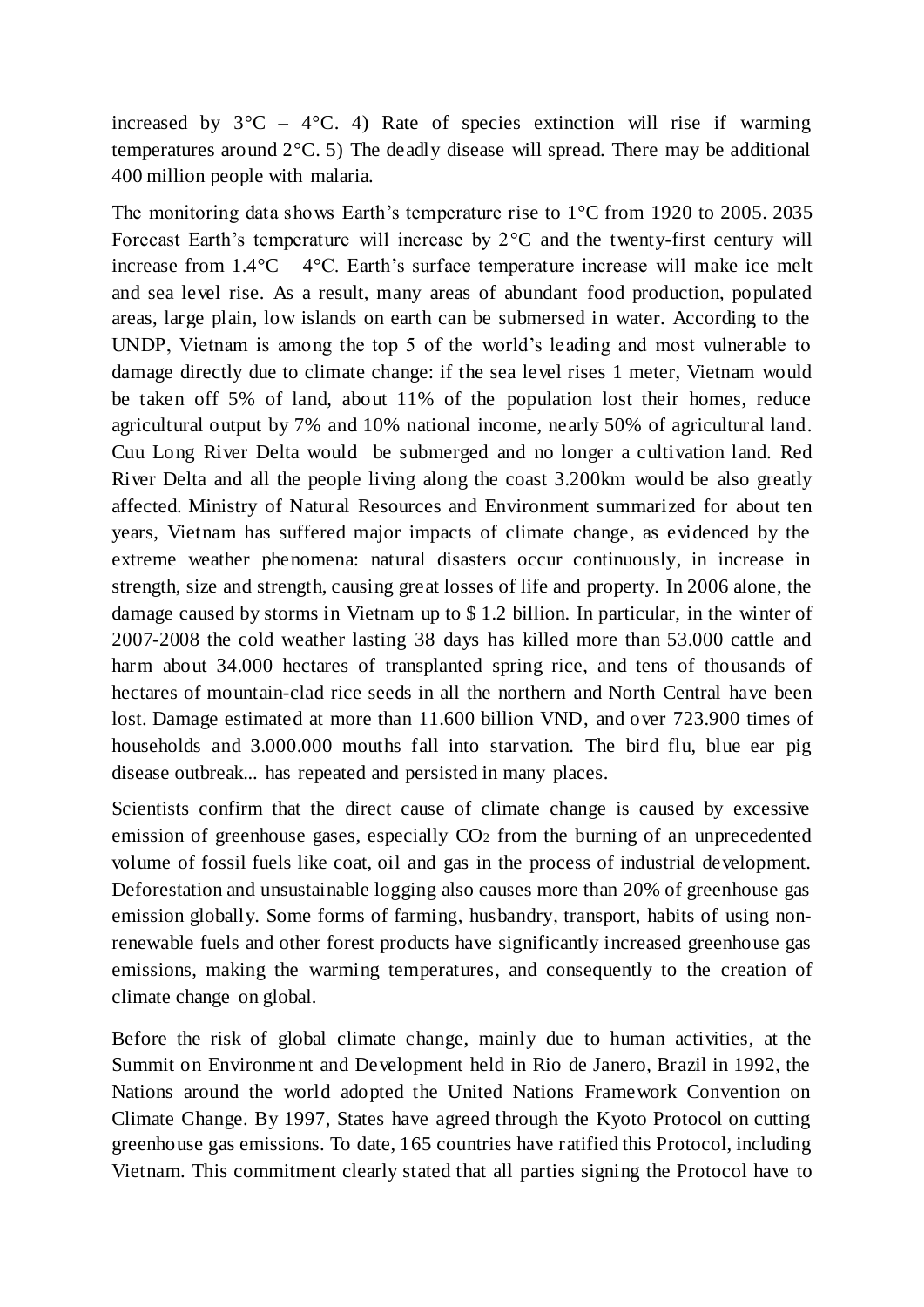increased by 3°C – 4°C. 4) Rate of species extinction will rise if warming temperatures around 2°C. 5) The deadly disease will spread. There may be additional 400 million people with malaria.

The monitoring data shows Earth's temperature rise to 1°C from 1920 to 2005. 2035 Forecast Earth's temperature will increase by 2°C and the twenty-first century will increase from 1.4°C – 4°C. Earth's surface temperature increase will make ice melt and sea level rise. As a result, many areas of abundant food production, populated areas, large plain, low islands on earth can be submersed in water. According to the UNDP, Vietnam is among the top 5 of the world's leading and most vulnerable to damage directly due to climate change: if the sea level rises 1 meter, Vietnam would be taken off 5% of land, about 11% of the population lost their homes, reduce agricultural output by 7% and 10% national income, nearly 50% of agricultural land. Cuu Long River Delta would be submerged and no longer a cultivation land. Red River Delta and all the people living along the coast 3.200km would be also greatly affected. Ministry of Natural Resources and Environment summarized for about ten years, Vietnam has suffered major impacts of climate change, as evidenced by the extreme weather phenomena: natural disasters occur continuously, in increase in strength, size and strength, causing great losses of life and property. In 2006 alone, the damage caused by storms in Vietnam up to $ 1.2 billion. In particular, in the winter of 2007-2008 the cold weather lasting 38 days has killed more than 53.000 cattle and harm about 34.000 hectares of transplanted spring rice, and tens of thousands of hectares of mountain-clad rice seeds in all the northern and North Central have been lost. Damage estimated at more than 11.600 billion VND, and over 723.900 times of households and 3.000.000 mouths fall into starvation. The bird flu, blue ear pig disease outbreak... has repeated and persisted in many places.

Scientists confirm that the direct cause of climate change is caused by excessive emission of greenhouse gases, especially $CO_2$ from the burning of an unprecedented volume of fossil fuels like coat, oil and gas in the process of industrial development. Deforestation and unsustainable logging also causes more than 20% of greenhouse gas emission globally. Some forms of farming, husbandry, transport, habits of using non-renewable fuels and other forest products have significantly increased greenhouse gas emissions, making the warming temperatures, and consequently to the creation of climate change on global.

Before the risk of global climate change, mainly due to human activities, at the Summit on Environment and Development held in Rio de Janero, Brazil in 1992, the Nations around the world adopted the United Nations Framework Convention on Climate Change. By 1997, States have agreed through the Kyoto Protocol on cutting greenhouse gas emissions. To date, 165 countries have ratified this Protocol, including Vietnam. This commitment clearly stated that all parties signing the Protocol have to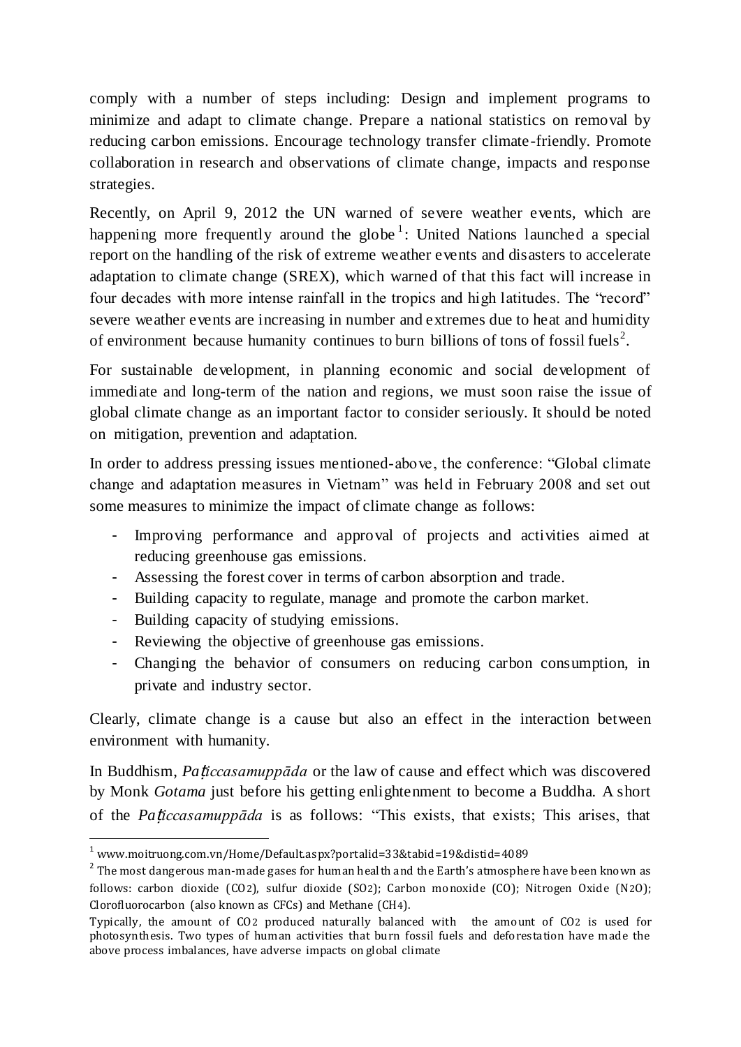comply with a number of steps including: Design and implement programs to minimize and adapt to climate change. Prepare a national statistics on removal by reducing carbon emissions. Encourage technology transfer climate-friendly. Promote collaboration in research and observations of climate change, impacts and response strategies.

Recently, on April 9, 2012 the UN warned of severe weather events, which are happening more frequently around the globe[1]: United Nations launched a special report on the handling of the risk of extreme weather events and disasters to accelerate adaptation to climate change (SREX), which warned of that this fact will increase in four decades with more intense rainfall in the tropics and high latitudes. The "record" severe weather events are increasing in number and extremes due to heat and humidity of environment because humanity continues to burn billions of tons of fossil fuels[2].

For sustainable development, in planning economic and social development of immediate and long-term of the nation and regions, we must soon raise the issue of global climate change as an important factor to consider seriously. It should be noted on mitigation, prevention and adaptation.

In order to address pressing issues mentioned-above, the conference: "Global climate change and adaptation measures in Vietnam" was held in February 2008 and set out some measures to minimize the impact of climate change as follows:

- Improving performance and approval of projects and activities aimed at reducing greenhouse gas emissions.
- Assessing the forest cover in terms of carbon absorption and trade.
- Building capacity to regulate, manage and promote the carbon market.
- Building capacity of studying emissions.
- Reviewing the objective of greenhouse gas emissions.
- Changing the behavior of consumers on reducing carbon consumption, in private and industry sector.

Clearly, climate change is a cause but also an effect in the interaction between environment with humanity.

In Buddhism, *Paṭiccasamuppāda* or the law of cause and effect which was discovered by Monk *Gotama* just before his getting enlightenment to become a Buddha. A short of the *Paṭiccasamuppāda* is as follows: "This exists, that exists; This arises, that

---

[1] www.moitruong.com.vn/Home/Default.aspx?portalid=33&tabid=19&distid=4089

[2] The most dangerous man-made gases for human health and the Earth's atmosphere have been known as follows: carbon dioxide ($CO_2$), sulfur dioxide ($SO_2$); Carbon monoxide (CO); Nitrogen Oxide ($N_2O$); Clorofluorocarbon (also known as CFCs) and Methane ($CH_4$).

Typically, the amount of $CO_2$ produced naturally balanced with the amount of $CO_2$ is used for photosynthesis. Two types of human activities that burn fossil fuels and deforestation have made the above process imbalances, have adverse impacts on global climate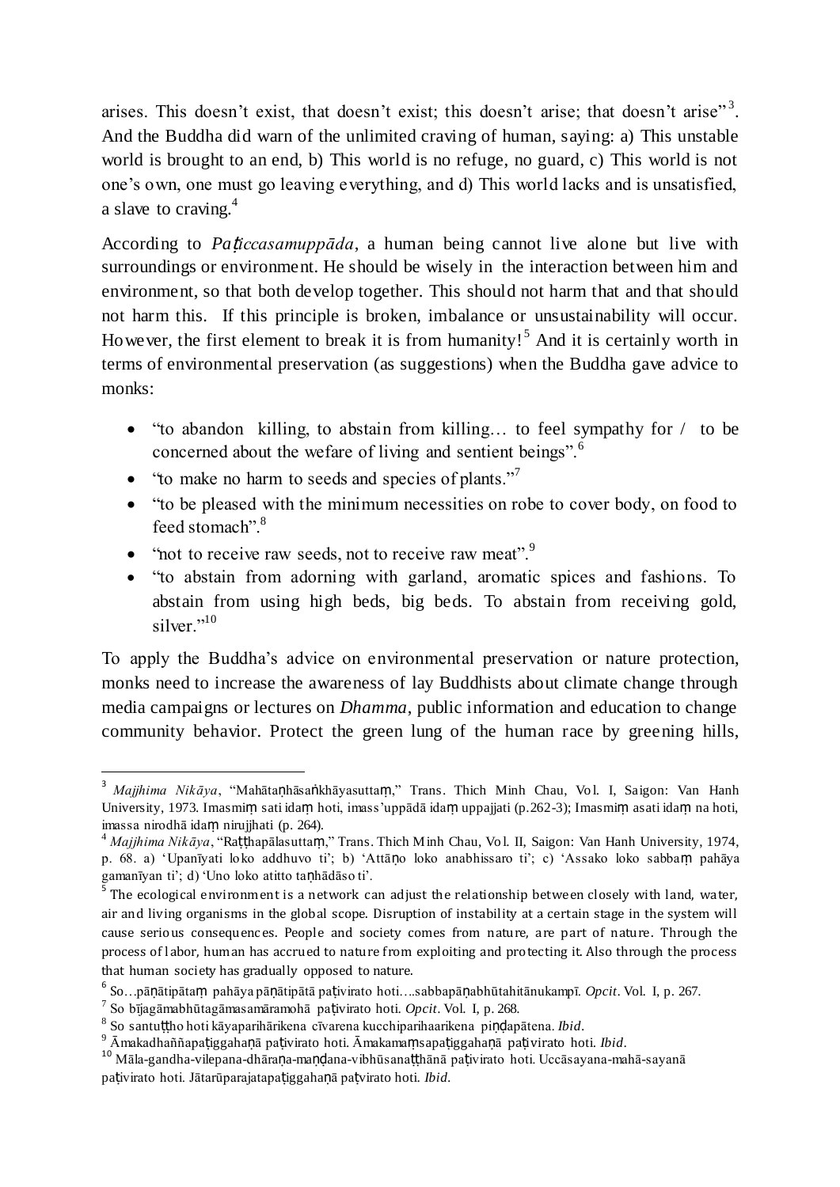arises. This doesn't exist, that doesn't exist; this doesn't arise; that doesn't arise"[3]. And the Buddha did warn of the unlimited craving of human, saying: a) This unstable world is brought to an end, b) This world is no refuge, no guard, c) This world is not one's own, one must go leaving everything, and d) This world lacks and is unsatisfied, a slave to craving.[4]

According to *Paṭiccasamuppāda*, a human being cannot live alone but live with surroundings or environment. He should be wisely in the interaction between him and environment, so that both develop together. This should not harm that and that should not harm this. If this principle is broken, imbalance or unsustainability will occur. However, the first element to break it is from humanity![5] And it is certainly worth in terms of environmental preservation (as suggestions) when the Buddha gave advice to monks:

- "to abandon killing, to abstain from killing… to feel sympathy for / to be concerned about the wefare of living and sentient beings".[6]
- "to make no harm to seeds and species of plants."[7]
- "to be pleased with the minimum necessities on robe to cover body, on food to feed stomach".[8]
- "not to receive raw seeds, not to receive raw meat".[9]
- "to abstain from adorning with garland, aromatic spices and fashions. To abstain from using high beds, big beds. To abstain from receiving gold, silver."[10]

To apply the Buddha's advice on environmental preservation or nature protection, monks need to increase the awareness of lay Buddhists about climate change through media campaigns or lectures on *Dhamma*, public information and education to change community behavior. Protect the green lung of the human race by greening hills,

---

[3] *Majjhima Nikāya*, "Mahātaṇhāsaṅkhāyasuttaṃ," Trans. Thich Minh Chau, Vol. I, Saigon: Van Hanh University, 1973. Imasmiṃ sati idaṃ hoti, imass'uppādā idaṃ uppajjati (p.262-3); Imasmiṃ asati idaṃ na hoti, imassa nirodhā idaṃ nirujjhati (p. 264).

[4] *Majjhima Nikāya*, "Raṭṭhapālasuttaṃ," Trans. Thich Minh Chau, Vol. II, Saigon: Van Hanh University, 1974, p. 68. a) 'Upanīyati loko addhuvo ti'; b) 'Attāṇo loko anabhissaro ti'; c) 'Assako loko sabbaṃ pahāya gamanīyan ti'; d) 'Uno loko atitto taṇhādāso ti'.

[5] The ecological environment is a network can adjust the relationship between closely with land, water, air and living organisms in the global scope. Disruption of instability at a certain stage in the system will cause serious consequences. People and society comes from nature, are part of nature. Through the process of labor, human has accrued to nature from exploiting and protecting it. Also through the process that human society has gradually opposed to nature.

[6] So…pāṇātipātaṃ pahāya pāṇātipātā paṭivirato hoti….sabbapāṇabhūtahitānukampī. *Opcit*. Vol. I, p. 267.

[7] So bījagāmabhūtagāmasamārамohā paṭivirato hoti. *Opcit*. Vol. I, p. 268.

[8] So santuṭṭho hoti kāyaparihārikena cīvarena kucchiparihaarikena piṇḍapātena. *Ibid*.

[9] Āmakadhaññapaṭiggahaṇā paṭivirato hoti. Āmakamaṃsapaṭiggahaṇā paṭivirato hoti. *Ibid*.

[10] Māla-gandha-vilepana-dhāraṇa-maṇḍana-vibhūsanaṭṭhānā paṭivirato hoti. Uccāsayana-mahā-sayanā paṭivirato hoti. Jātarūparajatapaṭiggahaṇā paṭvirato hoti. *Ibid*.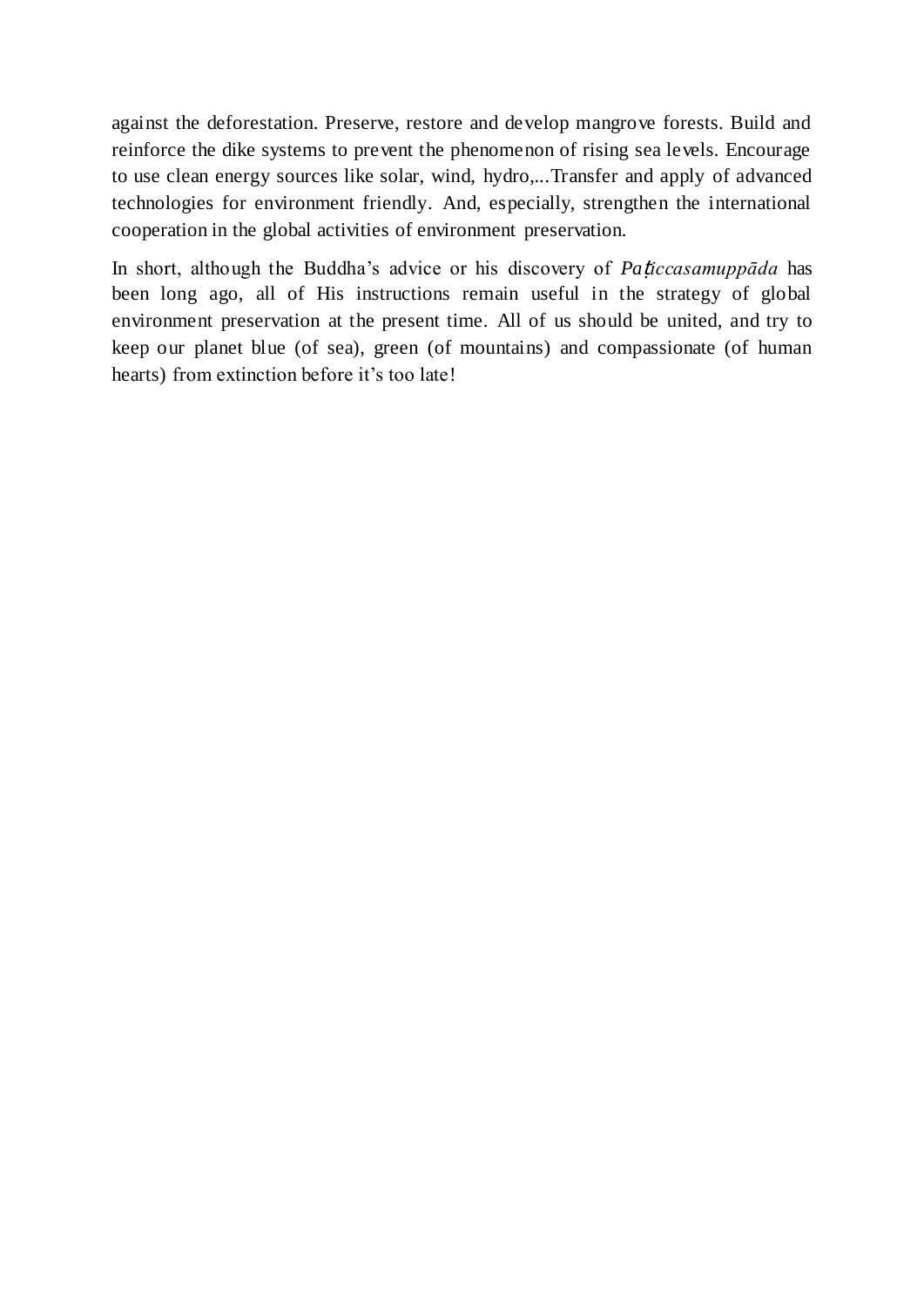against the deforestation. Preserve, restore and develop mangrove forests. Build and reinforce the dike systems to prevent the phenomenon of rising sea levels. Encourage to use clean energy sources like solar, wind, hydro,...Transfer and apply of advanced technologies for environment friendly. And, especially, strengthen the international cooperation in the global activities of environment preservation.

In short, although the Buddha's advice or his discovery of *Paṭiccasamuppāda* has been long ago, all of His instructions remain useful in the strategy of global environment preservation at the present time. All of us should be united, and try to keep our planet blue (of sea), green (of mountains) and compassionate (of human hearts) from extinction before it's too late!